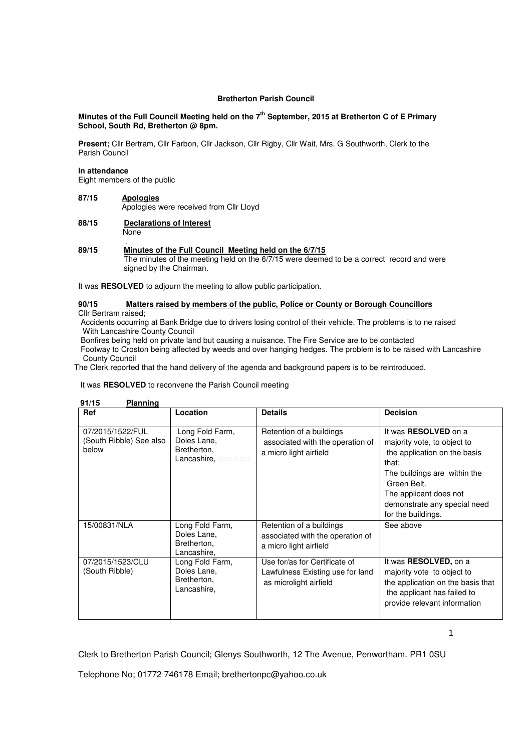**Bretherton Parish Council**

**Minutes of the Full Council Meeting held on the 7th September, 2015 at Bretherton C of E Primary School, South Rd, Bretherton @ 8pm.**

**Present;** Cllr Bertram, Cllr Farbon, Cllr Jackson, Cllr Rigby, Cllr Wait, Mrs. G Southworth, Clerk to the Parish Council

**In attendance**
Eight members of the public

**87/15 Apologies**
Apologies were received from Cllr Lloyd

**88/15 Declarations of Interest**
None

**89/15 Minutes of the Full Council Meeting held on the 6/7/15**
The minutes of the meeting held on the 6/7/15 were deemed to be a correct record and were signed by the Chairman.

It was **RESOLVED** to adjourn the meeting to allow public participation.

**90/15 Matters raised by members of the public, Police or County or Borough Councillors**

Cllr Bertram raised;

Accidents occurring at Bank Bridge due to drivers losing control of their vehicle. The problems is to ne raised With Lancashire County Council

Bonfires being held on private land but causing a nuisance. The Fire Service are to be contacted

Footway to Croston being affected by weeds and over hanging hedges. The problem is to be raised with Lancashire County Council

The Clerk reported that the hand delivery of the agenda and background papers is to be reintroduced.

It was **RESOLVED** to reconvene the Parish Council meeting

**91/15 Planning**

| Ref | Location | Details | Decision |
|---|---|---|---|
| 07/2015/1522/FUL (South Ribble) See also below | Long Fold Farm, Doles Lane, Bretherton, Lancashire, lane back | Retention of a buildings associated with the operation of a micro light airfield | It was **RESOLVED** on a majority vote, to object to the application on the basis that; The buildings are within the Green Belt. The applicant does not demonstrate any special need for the buildings. |
| 15/00831/NLA | Long Fold Farm, Doles Lane, Bretherton, Lancashire, | Retention of a buildings associated with the operation of a micro light airfield | See above |
| 07/2015/1523/CLU (South Ribble) | Long Fold Farm, Doles Lane, Bretherton, Lancashire, | Use for/as for Certificate of Lawfulness Existing use for land as microlight airfield | It was **RESOLVED,** on a majority vote to object to the application on the basis that the applicant has failed to provide relevant information |

Clerk to Bretherton Parish Council; Glenys Southworth, 12 The Avenue, Penwortham. PR1 0SU

Telephone No; 01772 746178 Email; brethertonpc@yahoo.co.uk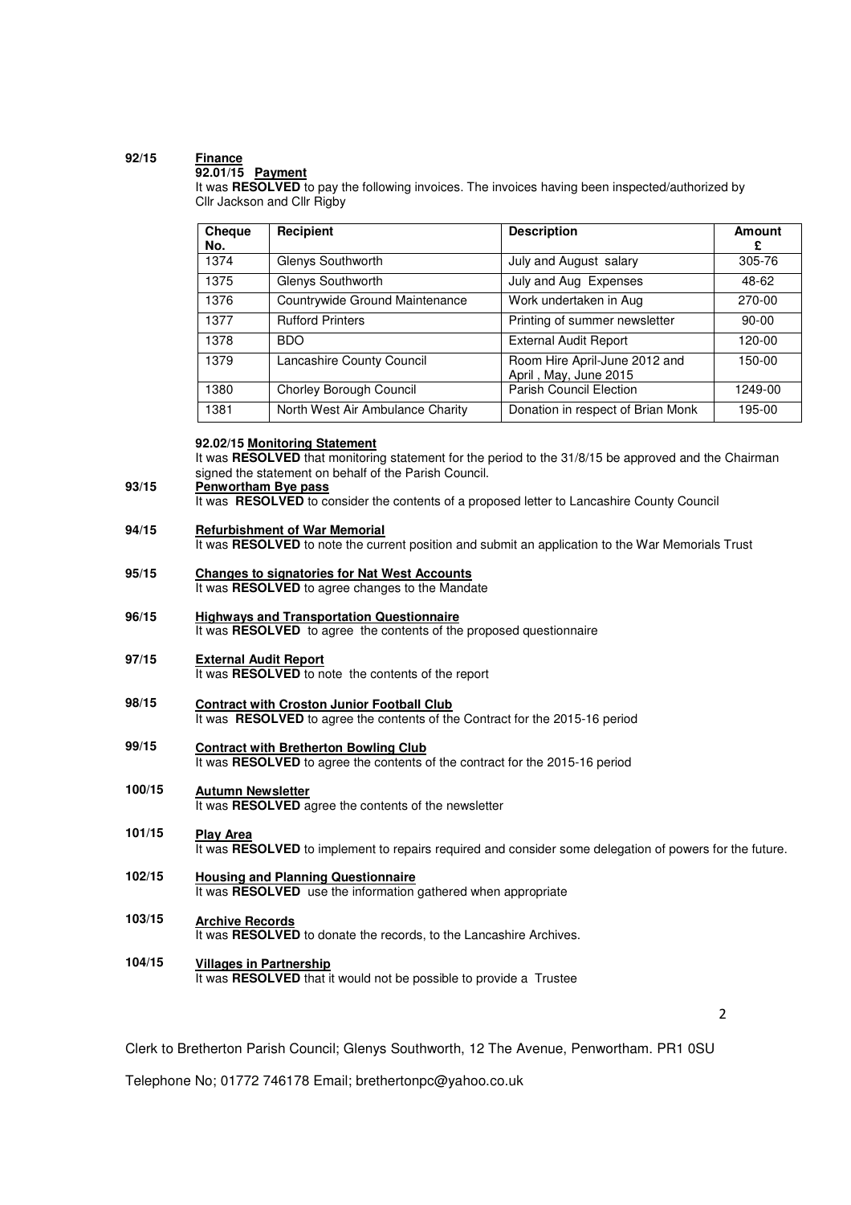**92/15 Finance**

**92.01/15 Payment**

It was **RESOLVED** to pay the following invoices. The invoices having been inspected/authorized by Cllr Jackson and Cllr Rigby

| Cheque No. | Recipient | Description | Amount £ |
|---|---|---|---|
| 1374 | Glenys Southworth | July and August salary | 305-76 |
| 1375 | Glenys Southworth | July and Aug Expenses | 48-62 |
| 1376 | Countrywide Ground Maintenance | Work undertaken in Aug | 270-00 |
| 1377 | Rufford Printers | Printing of summer newsletter | 90-00 |
| 1378 | BDO | External Audit Report | 120-00 |
| 1379 | Lancashire County Council | Room Hire April-June 2012 and April , May, June 2015 | 150-00 |
| 1380 | Chorley Borough Council | Parish Council Election | 1249-00 |
| 1381 | North West Air Ambulance Charity | Donation in respect of Brian Monk | 195-00 |

**92.02/15 Monitoring Statement**

It was **RESOLVED** that monitoring statement for the period to the 31/8/15 be approved and the Chairman signed the statement on behalf of the Parish Council.

**93/15 Penwortham Bye pass**

It was **RESOLVED** to consider the contents of a proposed letter to Lancashire County Council

**94/15 Refurbishment of War Memorial**

It was **RESOLVED** to note the current position and submit an application to the War Memorials Trust

**95/15 Changes to signatories for Nat West Accounts**

It was **RESOLVED** to agree changes to the Mandate

**96/15 Highways and Transportation Questionnaire**

It was **RESOLVED** to agree the contents of the proposed questionnaire

**97/15 External Audit Report**

It was **RESOLVED** to note the contents of the report

**98/15 Contract with Croston Junior Football Club**

It was **RESOLVED** to agree the contents of the Contract for the 2015-16 period

**99/15 Contract with Bretherton Bowling Club**

It was **RESOLVED** to agree the contents of the contract for the 2015-16 period

**100/15 Autumn Newsletter**

It was **RESOLVED** agree the contents of the newsletter

**101/15 Play Area**

It was **RESOLVED** to implement to repairs required and consider some delegation of powers for the future.

**102/15 Housing and Planning Questionnaire**

It was **RESOLVED** use the information gathered when appropriate

**103/15 Archive Records**

It was **RESOLVED** to donate the records, to the Lancashire Archives.

**104/15 Villages in Partnership**

It was **RESOLVED** that it would not be possible to provide a Trustee

Clerk to Bretherton Parish Council; Glenys Southworth, 12 The Avenue, Penwortham. PR1 0SU

Telephone No; 01772 746178 Email; brethertonpc@yahoo.co.uk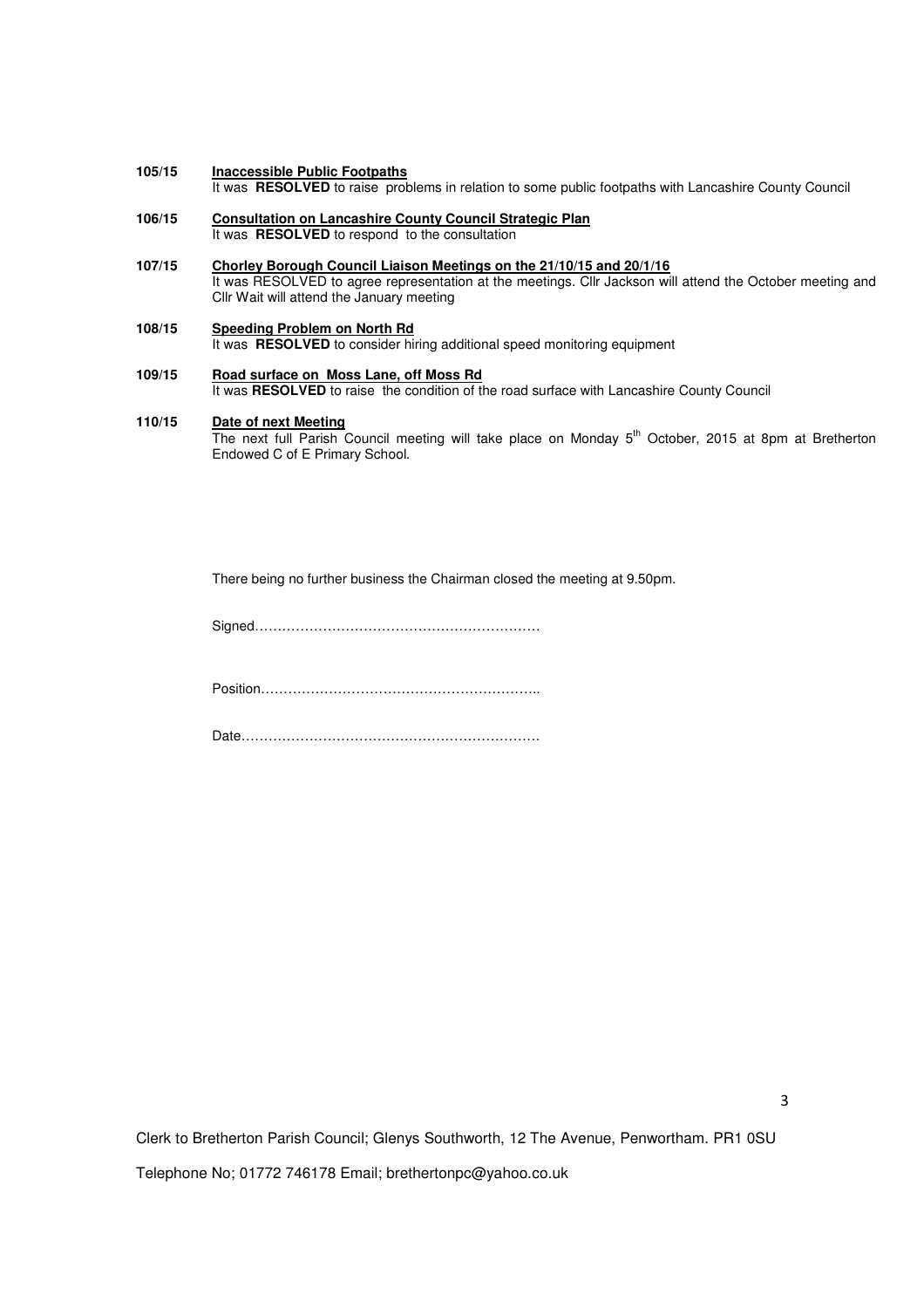**105/15** **Inaccessible Public Footpaths**
It was **RESOLVED** to raise problems in relation to some public footpaths with Lancashire County Council

**106/15** **Consultation on Lancashire County Council Strategic Plan**
It was **RESOLVED** to respond to the consultation

**107/15** **Chorley Borough Council Liaison Meetings on the 21/10/15 and 20/1/16**
It was RESOLVED to agree representation at the meetings. Cllr Jackson will attend the October meeting and Cllr Wait will attend the January meeting

**108/15** **Speeding Problem on North Rd**
It was **RESOLVED** to consider hiring additional speed monitoring equipment

**109/15** **Road surface on Moss Lane, off Moss Rd**
It was **RESOLVED** to raise the condition of the road surface with Lancashire County Council

**110/15** **Date of next Meeting**
The next full Parish Council meeting will take place on Monday 5th October, 2015 at 8pm at Bretherton Endowed C of E Primary School.

There being no further business the Chairman closed the meeting at 9.50pm.

Signed……………………………………………………

Position……………………………………………………..

Date…………………………………………………………

Clerk to Bretherton Parish Council; Glenys Southworth, 12 The Avenue, Penwortham. PR1 0SU

Telephone No; 01772 746178 Email; brethertonpc@yahoo.co.uk